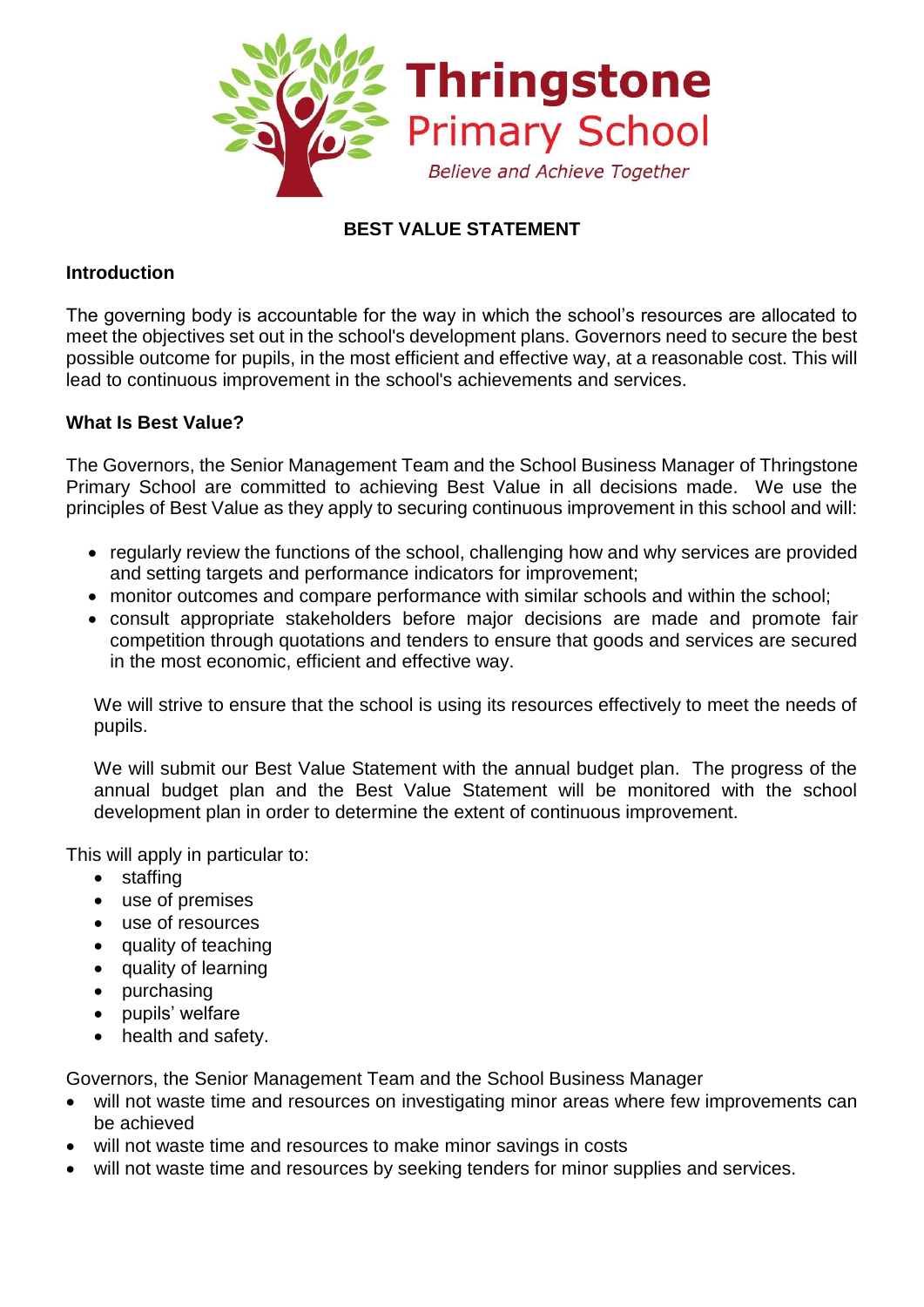**Thringstone Primary School**

*Believe and Achieve Together*

# BEST VALUE STATEMENT

## Introduction

The governing body is accountable for the way in which the school's resources are allocated to meet the objectives set out in the school's development plans. Governors need to secure the best possible outcome for pupils, in the most efficient and effective way, at a reasonable cost. This will lead to continuous improvement in the school's achievements and services.

## What Is Best Value?

The Governors, the Senior Management Team and the School Business Manager of Thringstone Primary School are committed to achieving Best Value in all decisions made. We use the principles of Best Value as they apply to securing continuous improvement in this school and will:

- regularly review the functions of the school, challenging how and why services are provided and setting targets and performance indicators for improvement;
- monitor outcomes and compare performance with similar schools and within the school;
- consult appropriate stakeholders before major decisions are made and promote fair competition through quotations and tenders to ensure that goods and services are secured in the most economic, efficient and effective way.

We will strive to ensure that the school is using its resources effectively to meet the needs of pupils.

We will submit our Best Value Statement with the annual budget plan. The progress of the annual budget plan and the Best Value Statement will be monitored with the school development plan in order to determine the extent of continuous improvement.

This will apply in particular to:

- staffing
- use of premises
- use of resources
- quality of teaching
- quality of learning
- purchasing
- pupils' welfare
- health and safety.

Governors, the Senior Management Team and the School Business Manager

- will not waste time and resources on investigating minor areas where few improvements can be achieved
- will not waste time and resources to make minor savings in costs
- will not waste time and resources by seeking tenders for minor supplies and services.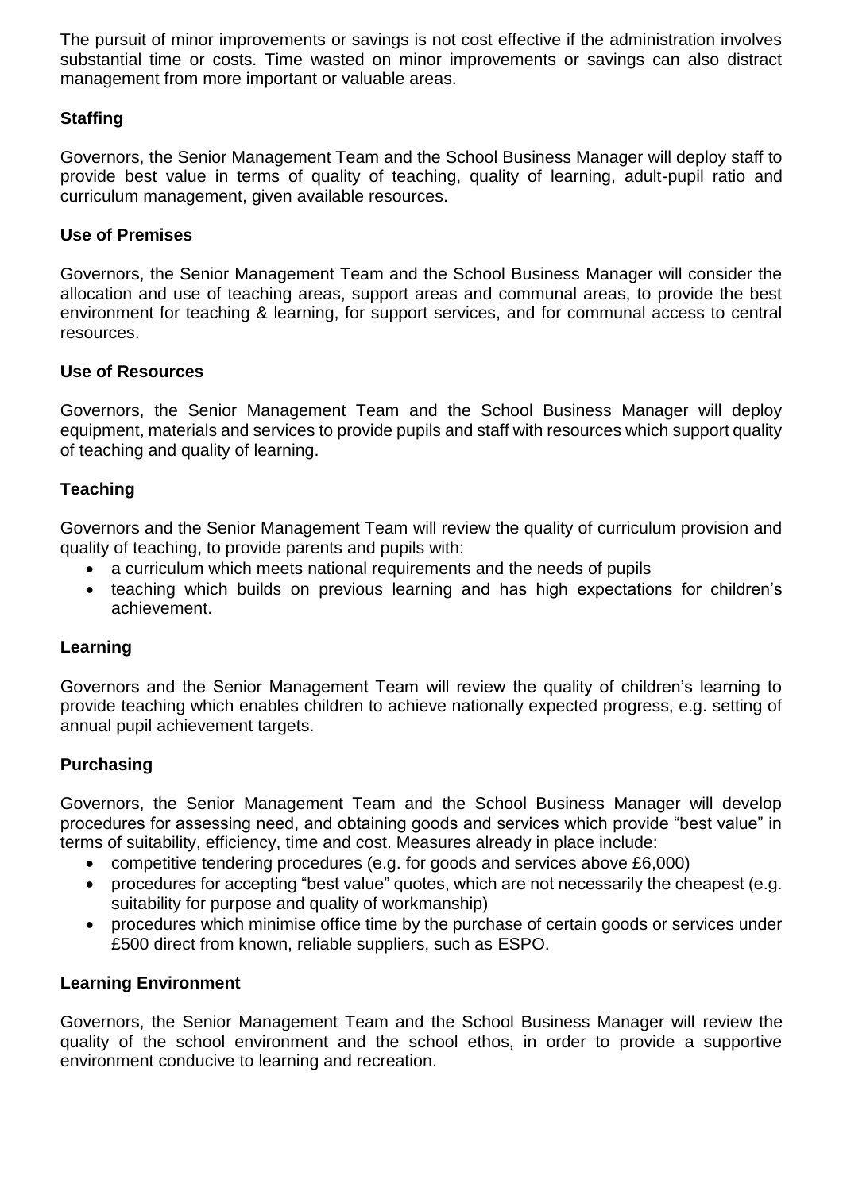The pursuit of minor improvements or savings is not cost effective if the administration involves substantial time or costs. Time wasted on minor improvements or savings can also distract management from more important or valuable areas.

**Staffing**

Governors, the Senior Management Team and the School Business Manager will deploy staff to provide best value in terms of quality of teaching, quality of learning, adult-pupil ratio and curriculum management, given available resources.

**Use of Premises**

Governors, the Senior Management Team and the School Business Manager will consider the allocation and use of teaching areas, support areas and communal areas, to provide the best environment for teaching & learning, for support services, and for communal access to central resources.

**Use of Resources**

Governors, the Senior Management Team and the School Business Manager will deploy equipment, materials and services to provide pupils and staff with resources which support quality of teaching and quality of learning.

**Teaching**

Governors and the Senior Management Team will review the quality of curriculum provision and quality of teaching, to provide parents and pupils with:

- a curriculum which meets national requirements and the needs of pupils
- teaching which builds on previous learning and has high expectations for children's achievement.

**Learning**

Governors and the Senior Management Team will review the quality of children's learning to provide teaching which enables children to achieve nationally expected progress, e.g. setting of annual pupil achievement targets.

**Purchasing**

Governors, the Senior Management Team and the School Business Manager will develop procedures for assessing need, and obtaining goods and services which provide "best value" in terms of suitability, efficiency, time and cost. Measures already in place include:

- competitive tendering procedures (e.g. for goods and services above £6,000)
- procedures for accepting "best value" quotes, which are not necessarily the cheapest (e.g. suitability for purpose and quality of workmanship)
- procedures which minimise office time by the purchase of certain goods or services under £500 direct from known, reliable suppliers, such as ESPO.

**Learning Environment**

Governors, the Senior Management Team and the School Business Manager will review the quality of the school environment and the school ethos, in order to provide a supportive environment conducive to learning and recreation.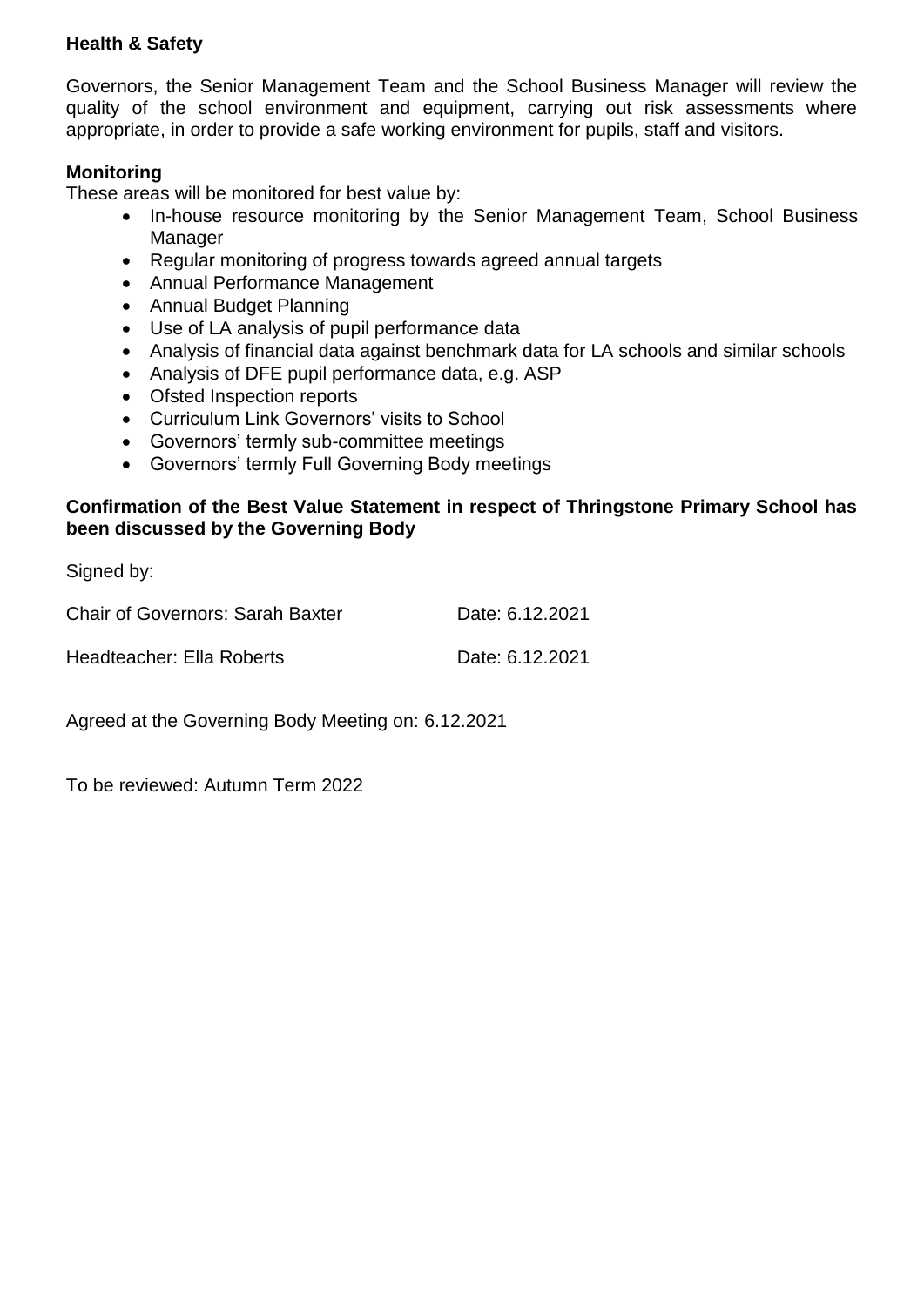**Health & Safety**

Governors, the Senior Management Team and the School Business Manager will review the quality of the school environment and equipment, carrying out risk assessments where appropriate, in order to provide a safe working environment for pupils, staff and visitors.

**Monitoring**

These areas will be monitored for best value by:

- In-house resource monitoring by the Senior Management Team, School Business Manager
- Regular monitoring of progress towards agreed annual targets
- Annual Performance Management
- Annual Budget Planning
- Use of LA analysis of pupil performance data
- Analysis of financial data against benchmark data for LA schools and similar schools
- Analysis of DFE pupil performance data, e.g. ASP
- Ofsted Inspection reports
- Curriculum Link Governors' visits to School
- Governors' termly sub-committee meetings
- Governors' termly Full Governing Body meetings

**Confirmation of the Best Value Statement in respect of Thringstone Primary School has been discussed by the Governing Body**

Signed by:

Chair of Governors: Sarah Baxter        Date: 6.12.2021

Headteacher: Ella Roberts        Date: 6.12.2021

Agreed at the Governing Body Meeting on: 6.12.2021

To be reviewed: Autumn Term 2022